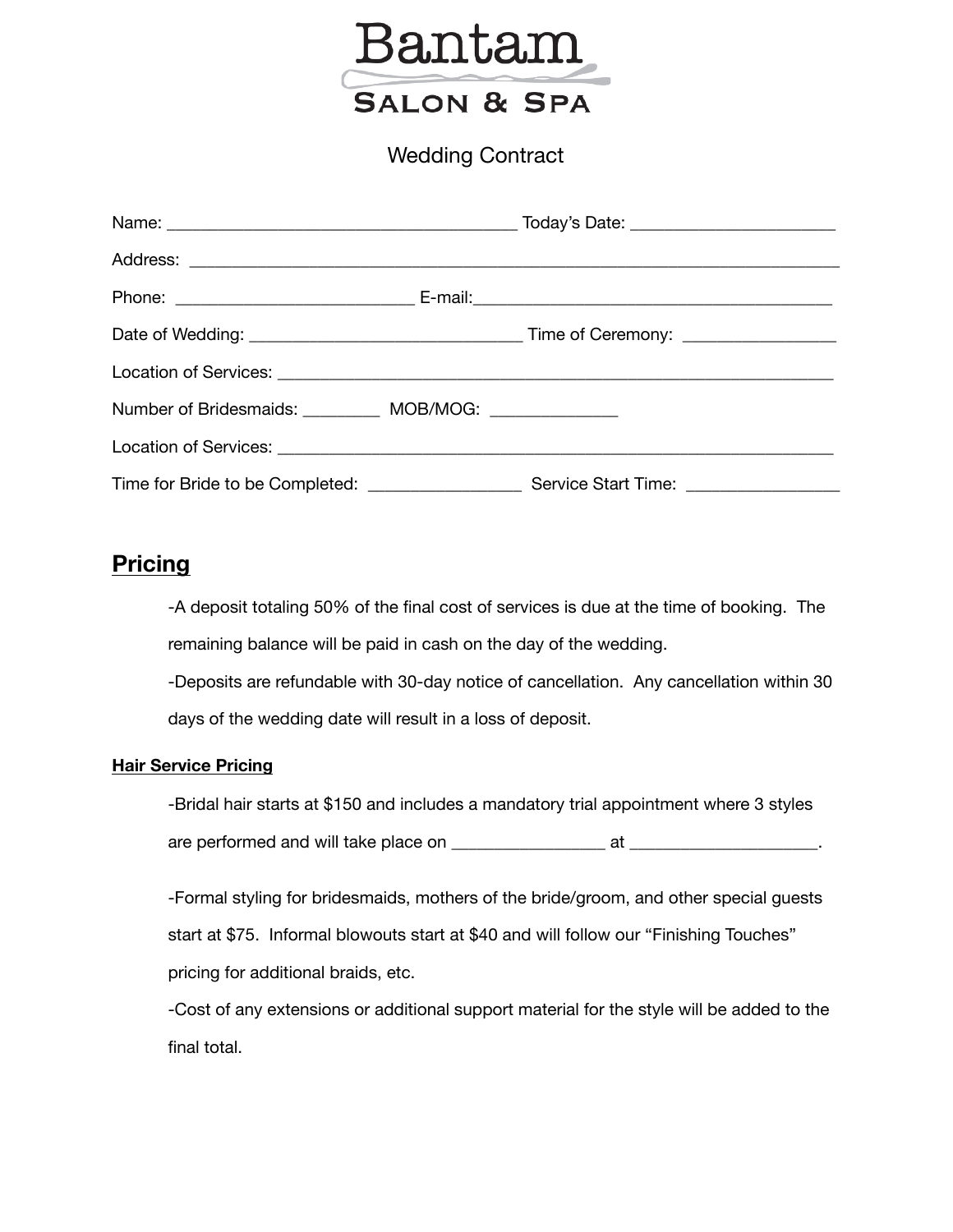# Bantam
## Salon & Spa

Wedding Contract

Name: _______________________________________ Today's Date: ______________________

Address: ___________________________________________________________________________

Phone: __________________________ E-mail:________________________________________

Date of Wedding: ______________________________ Time of Ceremony: ________________

Location of Services: ______________________________________________________________

Number of Bridesmaids: _________ MOB/MOG: ______________

Location of Services: ______________________________________________________________

Time for Bride to be Completed: _________________ Service Start Time: ________________

## Pricing

-A deposit totaling 50% of the final cost of services is due at the time of booking. The remaining balance will be paid in cash on the day of the wedding.

-Deposits are refundable with 30-day notice of cancellation. Any cancellation within 30 days of the wedding date will result in a loss of deposit.

### Hair Service Pricing

-Bridal hair starts at $150 and includes a mandatory trial appointment where 3 styles are performed and will take place on _________________ at ____________________.

-Formal styling for bridesmaids, mothers of the bride/groom, and other special guests start at $75. Informal blowouts start at $40 and will follow our "Finishing Touches" pricing for additional braids, etc.

-Cost of any extensions or additional support material for the style will be added to the final total.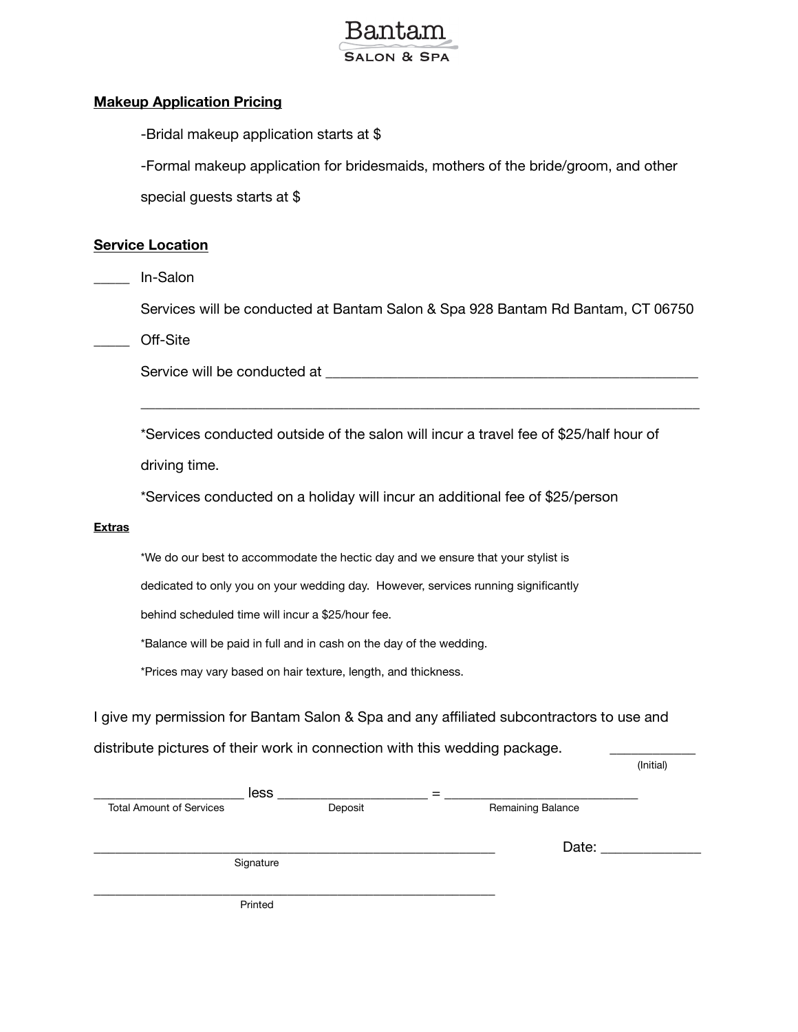Bantam
Salon & Spa

**Makeup Application Pricing**

-Bridal makeup application starts at $

-Formal makeup application for bridesmaids, mothers of the bride/groom, and other special guests starts at $

**Service Location**

_____ In-Salon

Services will be conducted at Bantam Salon & Spa 928 Bantam Rd Bantam, CT 06750

_____ Off-Site

Service will be conducted at ______________________________________________

______________________________________________________________

*Services conducted outside of the salon will incur a travel fee of $25/half hour of driving time.

*Services conducted on a holiday will incur an additional fee of $25/person

**Extras**

*We do our best to accommodate the hectic day and we ensure that your stylist is dedicated to only you on your wedding day. However, services running significantly behind scheduled time will incur a $25/hour fee.

*Balance will be paid in full and in cash on the day of the wedding.

*Prices may vary based on hair texture, length, and thickness.

I give my permission for Bantam Salon & Spa and any affiliated subcontractors to use and distribute pictures of their work in connection with this wedding package. ___________ (Initial)

____________________ less ____________________ = __________________________

Total Amount of Services Deposit Remaining Balance

______________________________________________________ Date: _____________

Signature

______________________________________________________

Printed